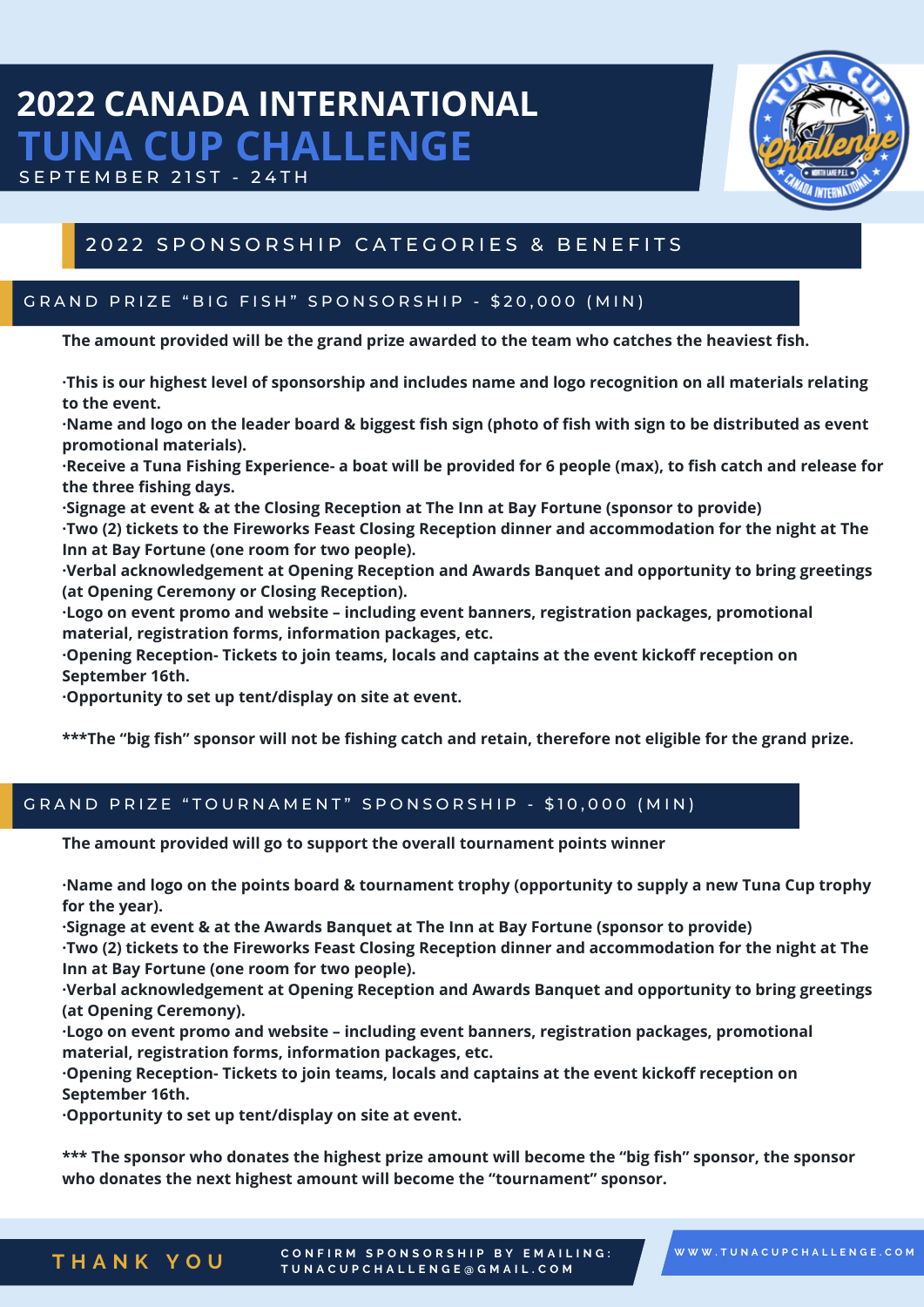# 2022 CANADA INTERNATIONAL TUNA CUP CHALLENGE

SEPTEMBER 21ST - 24TH

## 2022 SPONSORSHIP CATEGORIES & BENEFITS

### GRAND PRIZE "BIG FISH" SPONSORSHIP - $20,000 (MIN)

**The amount provided will be the grand prize awarded to the team who catches the heaviest fish.**

**·This is our highest level of sponsorship and includes name and logo recognition on all materials relating to the event.**
**·Name and logo on the leader board & biggest fish sign (photo of fish with sign to be distributed as event promotional materials).**
**·Receive a Tuna Fishing Experience- a boat will be provided for 6 people (max), to fish catch and release for the three fishing days.**
**·Signage at event & at the Closing Reception at The Inn at Bay Fortune (sponsor to provide)**
**·Two (2) tickets to the Fireworks Feast Closing Reception dinner and accommodation for the night at The Inn at Bay Fortune (one room for two people).**
**·Verbal acknowledgement at Opening Reception and Awards Banquet and opportunity to bring greetings (at Opening Ceremony or Closing Reception).**
**·Logo on event promo and website – including event banners, registration packages, promotional material, registration forms, information packages, etc.**
**·Opening Reception- Tickets to join teams, locals and captains at the event kickoff reception on September 16th.**
**·Opportunity to set up tent/display on site at event.**

**\*\*\*The "big fish" sponsor will not be fishing catch and retain, therefore not eligible for the grand prize.**

### GRAND PRIZE "TOURNAMENT" SPONSORSHIP - $10,000 (MIN)

**The amount provided will go to support the overall tournament points winner**

**·Name and logo on the points board & tournament trophy (opportunity to supply a new Tuna Cup trophy for the year).**
**·Signage at event & at the Awards Banquet at The Inn at Bay Fortune (sponsor to provide)**
**·Two (2) tickets to the Fireworks Feast Closing Reception dinner and accommodation for the night at The Inn at Bay Fortune (one room for two people).**
**·Verbal acknowledgement at Opening Reception and Awards Banquet and opportunity to bring greetings (at Opening Ceremony).**
**·Logo on event promo and website – including event banners, registration packages, promotional material, registration forms, information packages, etc.**
**·Opening Reception- Tickets to join teams, locals and captains at the event kickoff reception on September 16th.**
**·Opportunity to set up tent/display on site at event.**

**\*\*\* The sponsor who donates the highest prize amount will become the "big fish" sponsor, the sponsor who donates the next highest amount will become the "tournament" sponsor.**

THANK YOU

CONFIRM SPONSORSHIP BY EMAILING: TUNACUPCHALLENGE@GMAIL.COM

WWW.TUNACUPCHALLENGE.COM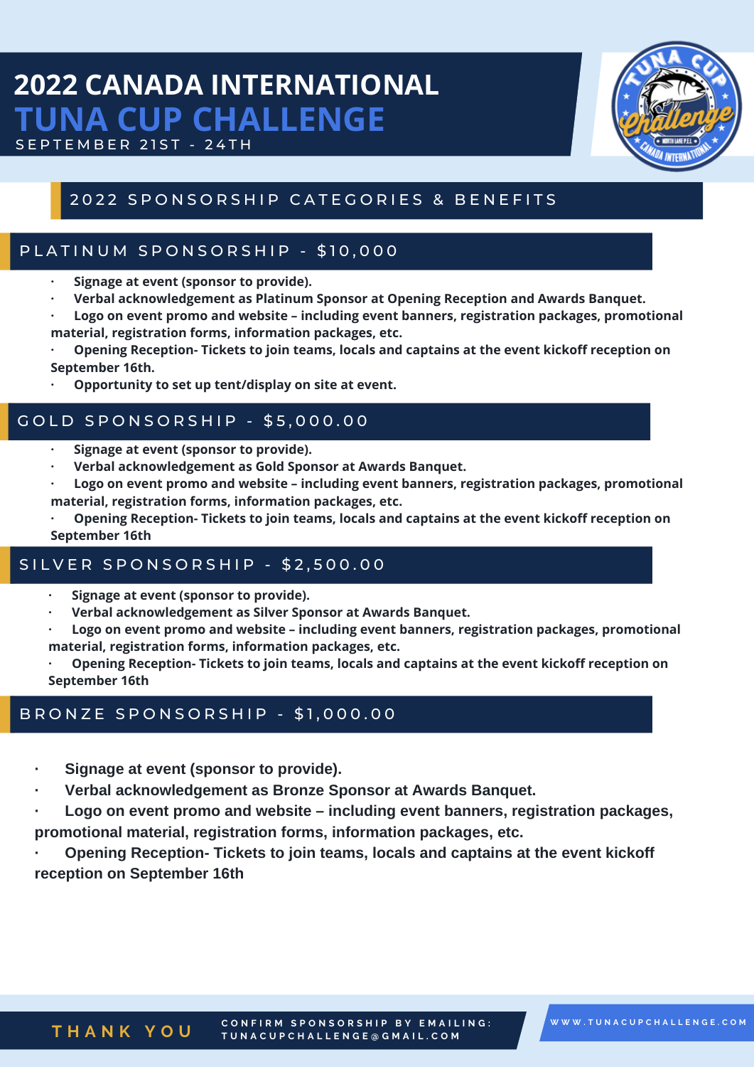# 2022 CANADA INTERNATIONAL TUNA CUP CHALLENGE

SEPTEMBER 21ST - 24TH

## 2022 SPONSORSHIP CATEGORIES & BENEFITS

### PLATINUM SPONSORSHIP - $10,000

- **Signage at event (sponsor to provide).**
- **Verbal acknowledgement as Platinum Sponsor at Opening Reception and Awards Banquet.**
- **Logo on event promo and website – including event banners, registration packages, promotional material, registration forms, information packages, etc.**
- **Opening Reception- Tickets to join teams, locals and captains at the event kickoff reception on September 16th.**
- **Opportunity to set up tent/display on site at event.**

### GOLD SPONSORSHIP - $5,000.00

- **Signage at event (sponsor to provide).**
- **Verbal acknowledgement as Gold Sponsor at Awards Banquet.**
- **Logo on event promo and website – including event banners, registration packages, promotional material, registration forms, information packages, etc.**
- **Opening Reception- Tickets to join teams, locals and captains at the event kickoff reception on September 16th**

### SILVER SPONSORSHIP - $2,500.00

- **Signage at event (sponsor to provide).**
- **Verbal acknowledgement as Silver Sponsor at Awards Banquet.**
- **Logo on event promo and website – including event banners, registration packages, promotional material, registration forms, information packages, etc.**
- **Opening Reception- Tickets to join teams, locals and captains at the event kickoff reception on September 16th**

### BRONZE SPONSORSHIP - $1,000.00

- **Signage at event (sponsor to provide).**
- **Verbal acknowledgement as Bronze Sponsor at Awards Banquet.**
- **Logo on event promo and website – including event banners, registration packages, promotional material, registration forms, information packages, etc.**
- **Opening Reception- Tickets to join teams, locals and captains at the event kickoff reception on September 16th**

THANK YOU

CONFIRM SPONSORSHIP BY EMAILING: TUNACUPCHALLENGE@GMAIL.COM

WWW.TUNACUPCHALLENGE.COM